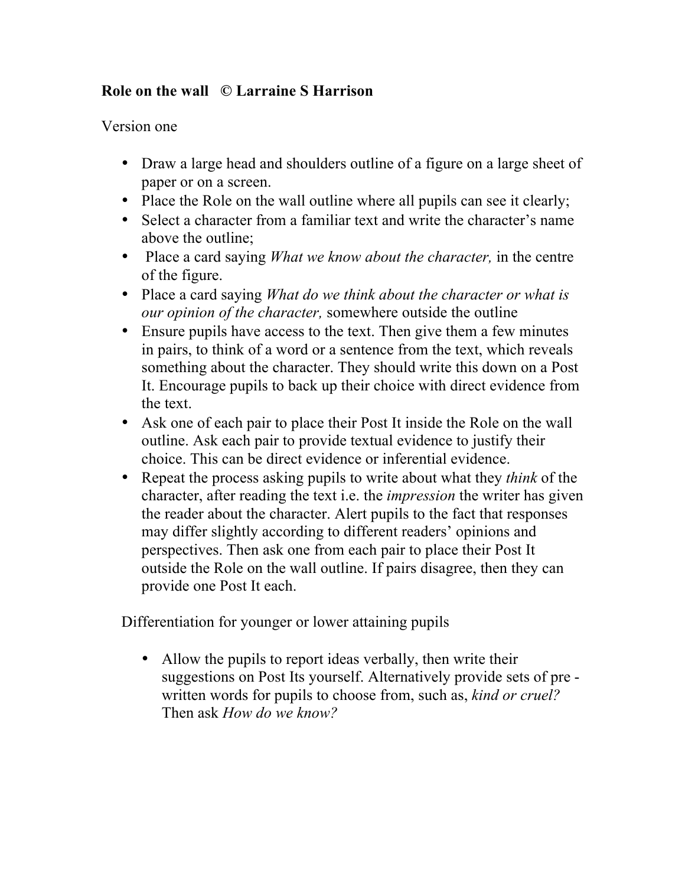**Role on the wall © Larraine S Harrison**

Version one

- Draw a large head and shoulders outline of a figure on a large sheet of paper or on a screen.
- Place the Role on the wall outline where all pupils can see it clearly;
- Select a character from a familiar text and write the character's name above the outline;
- Place a card saying *What we know about the character,* in the centre of the figure.
- Place a card saying *What do we think about the character or what is our opinion of the character,* somewhere outside the outline
- Ensure pupils have access to the text. Then give them a few minutes in pairs, to think of a word or a sentence from the text, which reveals something about the character. They should write this down on a Post It. Encourage pupils to back up their choice with direct evidence from the text.
- Ask one of each pair to place their Post It inside the Role on the wall outline. Ask each pair to provide textual evidence to justify their choice. This can be direct evidence or inferential evidence.
- Repeat the process asking pupils to write about what they *think* of the character, after reading the text i.e. the *impression* the writer has given the reader about the character. Alert pupils to the fact that responses may differ slightly according to different readers' opinions and perspectives. Then ask one from each pair to place their Post It outside the Role on the wall outline. If pairs disagree, then they can provide one Post It each.

Differentiation for younger or lower attaining pupils

- Allow the pupils to report ideas verbally, then write their suggestions on Post Its yourself. Alternatively provide sets of pre - written words for pupils to choose from, such as, *kind or cruel?* Then ask *How do we know?*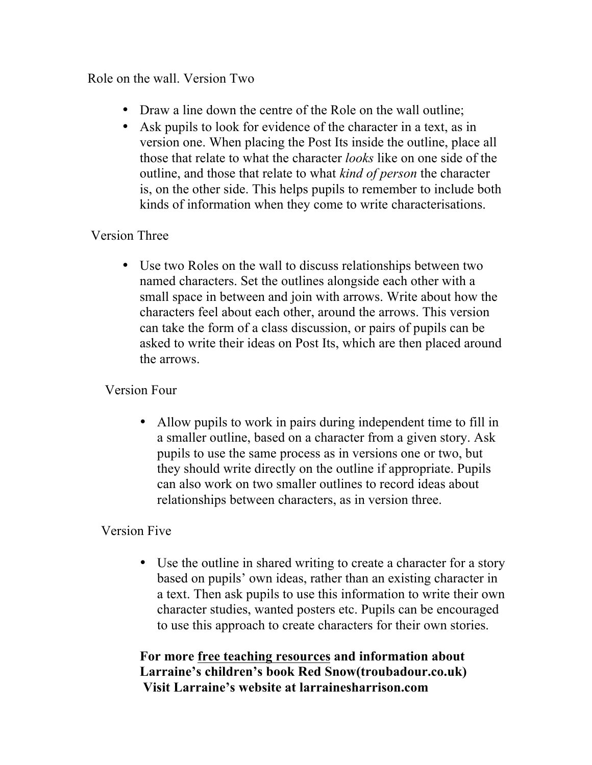Role on the wall. Version Two

- Draw a line down the centre of the Role on the wall outline;
- Ask pupils to look for evidence of the character in a text, as in version one. When placing the Post Its inside the outline, place all those that relate to what the character *looks* like on one side of the outline, and those that relate to what *kind of person* the character is, on the other side. This helps pupils to remember to include both kinds of information when they come to write characterisations.

Version Three

- Use two Roles on the wall to discuss relationships between two named characters. Set the outlines alongside each other with a small space in between and join with arrows. Write about how the characters feel about each other, around the arrows. This version can take the form of a class discussion, or pairs of pupils can be asked to write their ideas on Post Its, which are then placed around the arrows.

Version Four

- Allow pupils to work in pairs during independent time to fill in a smaller outline, based on a character from a given story. Ask pupils to use the same process as in versions one or two, but they should write directly on the outline if appropriate. Pupils can also work on two smaller outlines to record ideas about relationships between characters, as in version three.

Version Five

- Use the outline in shared writing to create a character for a story based on pupils' own ideas, rather than an existing character in a text. Then ask pupils to use this information to write their own character studies, wanted posters etc. Pupils can be encouraged to use this approach to create characters for their own stories.

**For more <u>free teaching resources</u> and information about Larraine's children's book Red Snow(troubadour.co.uk) Visit Larraine's website at larrainesharrison.com**